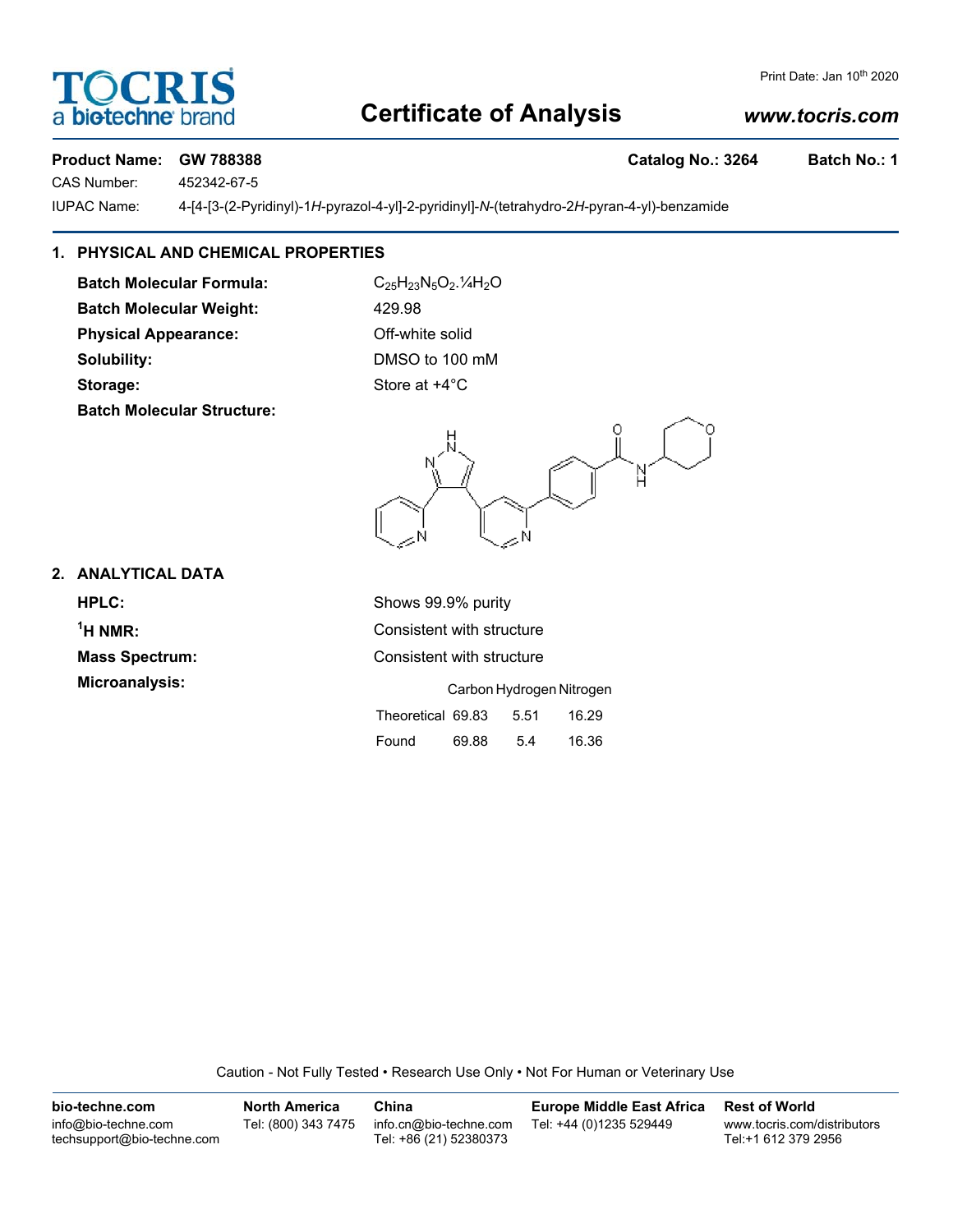Print Date: Jan 10th 2020

# TOCRIS a biotechne brand — Certificate of Analysis

www.tocris.com

**Product Name:** **GW 788388** **Catalog No.: 3264** **Batch No.: 1**

CAS Number: 452342-67-5

IUPAC Name: 4-[4-[3-(2-Pyridinyl)-1*H*-pyrazol-4-yl]-2-pyridinyl]-*N*-(tetrahydro-2*H*-pyran-4-yl)-benzamide

## 1. PHYSICAL AND CHEMICAL PROPERTIES

**Batch Molecular Formula:** $C_{25}H_{23}N_5O_2.¼H_2O$

**Batch Molecular Weight:** 429.98

**Physical Appearance:** Off-white solid

**Solubility:** DMSO to 100 mM

**Storage:** Store at +4°C

**Batch Molecular Structure:**

## 2. ANALYTICAL DATA

**HPLC:** Shows 99.9% purity

**$^1$H NMR:** Consistent with structure

**Mass Spectrum:** Consistent with structure

**Microanalysis:**

| | Carbon | Hydrogen | Nitrogen |
|---|---|---|---|
| Theoretical | 69.83 | 5.51 | 16.29 |
| Found | 69.88 | 5.4 | 16.36 |

Caution - Not Fully Tested • Research Use Only • Not For Human or Veterinary Use

| bio-techne.com | North America | China | Europe Middle East Africa | Rest of World |
|---|---|---|---|---|
| info@bio-techne.com techsupport@bio-techne.com | Tel: (800) 343 7475 | info.cn@bio-techne.com Tel: +86 (21) 52380373 | Tel: +44 (0)1235 529449 | www.tocris.com/distributors Tel:+1 612 379 2956 |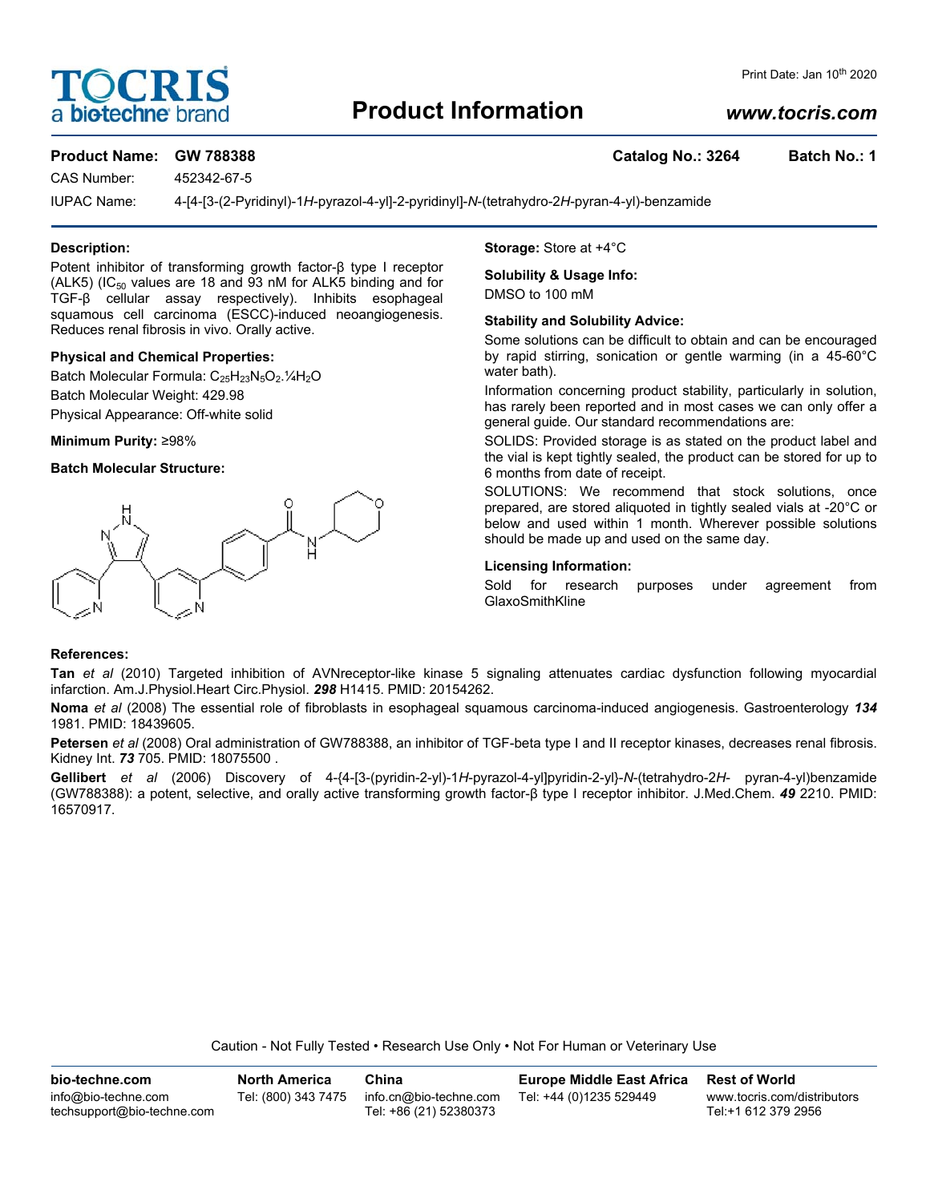# Product Information

**Product Name: GW 788388** **Catalog No.: 3264** **Batch No.: 1**

CAS Number: 452342-67-5

IUPAC Name: 4-[4-[3-(2-Pyridinyl)-1*H*-pyrazol-4-yl]-2-pyridinyl]-*N*-(tetrahydro-2*H*-pyran-4-yl)-benzamide

### Description:

Potent inhibitor of transforming growth factor-β type I receptor (ALK5) ($IC_{50}$ values are 18 and 93 nM for ALK5 binding and for TGF-β cellular assay respectively). Inhibits esophageal squamous cell carcinoma (ESCC)-induced neoangiogenesis. Reduces renal fibrosis in vivo. Orally active.

### Physical and Chemical Properties:

Batch Molecular Formula: $C_{25}H_{23}N_5O_2.¼H_2O$

Batch Molecular Weight: 429.98

Physical Appearance: Off-white solid

**Minimum Purity:** ≥98%

### Batch Molecular Structure:

### Storage: Store at +4°C

### Solubility & Usage Info:

DMSO to 100 mM

### Stability and Solubility Advice:

Some solutions can be difficult to obtain and can be encouraged by rapid stirring, sonication or gentle warming (in a 45-60°C water bath).

Information concerning product stability, particularly in solution, has rarely been reported and in most cases we can only offer a general guide. Our standard recommendations are:

SOLIDS: Provided storage is as stated on the product label and the vial is kept tightly sealed, the product can be stored for up to 6 months from date of receipt.

SOLUTIONS: We recommend that stock solutions, once prepared, are stored aliquoted in tightly sealed vials at -20°C or below and used within 1 month. Wherever possible solutions should be made up and used on the same day.

### Licensing Information:

Sold for research purposes under agreement from GlaxoSmithKline

### References:

**Tan** *et al* (2010) Targeted inhibition of AVNreceptor-like kinase 5 signaling attenuates cardiac dysfunction following myocardial infarction. Am.J.Physiol.Heart Circ.Physiol. ***298*** H1415. PMID: 20154262.

**Noma** *et al* (2008) The essential role of fibroblasts in esophageal squamous carcinoma-induced angiogenesis. Gastroenterology ***134*** 1981. PMID: 18439605.

**Petersen** *et al* (2008) Oral administration of GW788388, an inhibitor of TGF-beta type I and II receptor kinases, decreases renal fibrosis. Kidney Int. ***73*** 705. PMID: 18075500 .

**Gellibert** *et al* (2006) Discovery of 4-{4-[3-(pyridin-2-yl)-1*H*-pyrazol-4-yl]pyridin-2-yl}-*N*-(tetrahydro-2*H*- pyran-4-yl)benzamide (GW788388): a potent, selective, and orally active transforming growth factor-β type I receptor inhibitor. J.Med.Chem. ***49*** 2210. PMID: 16570917.

Caution - Not Fully Tested • Research Use Only • Not For Human or Veterinary Use

| bio-techne.com | North America | China | Europe Middle East Africa | Rest of World |
|---|---|---|---|---|
| info@bio-techne.com techsupport@bio-techne.com | Tel: (800) 343 7475 | info.cn@bio-techne.com Tel: +86 (21) 52380373 | Tel: +44 (0)1235 529449 | www.tocris.com/distributors Tel:+1 612 379 2956 |